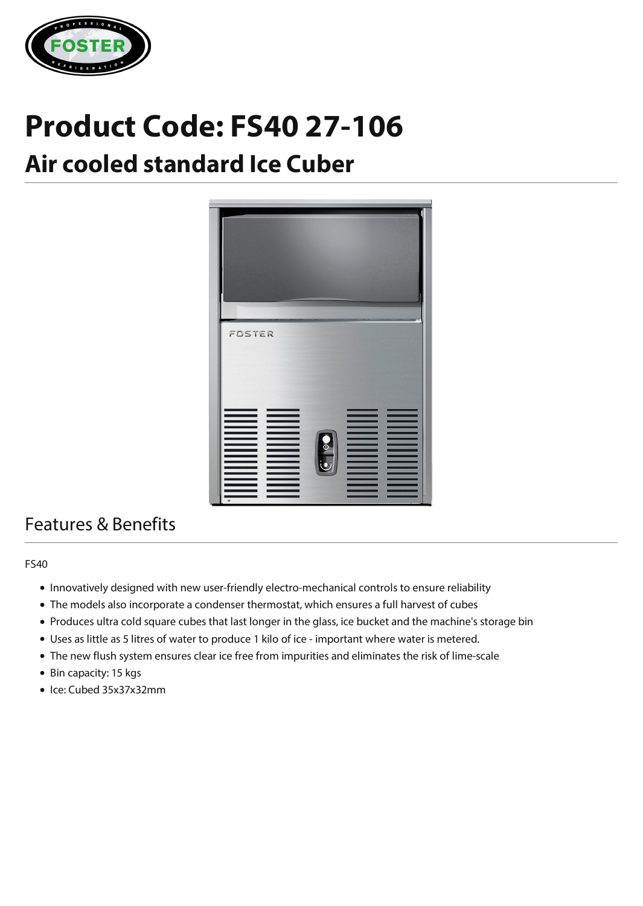# Product Code: FS40 27-106

## Air cooled standard Ice Cuber

## Features & Benefits

FS40

- Innovatively designed with new user-friendly electro-mechanical controls to ensure reliability
- The models also incorporate a condenser thermostat, which ensures a full harvest of cubes
- Produces ultra cold square cubes that last longer in the glass, ice bucket and the machine's storage bin
- Uses as little as 5 litres of water to produce 1 kilo of ice - important where water is metered.
- The new flush system ensures clear ice free from impurities and eliminates the risk of lime-scale
- Bin capacity: 15 kgs
- Ice: Cubed 35x37x32mm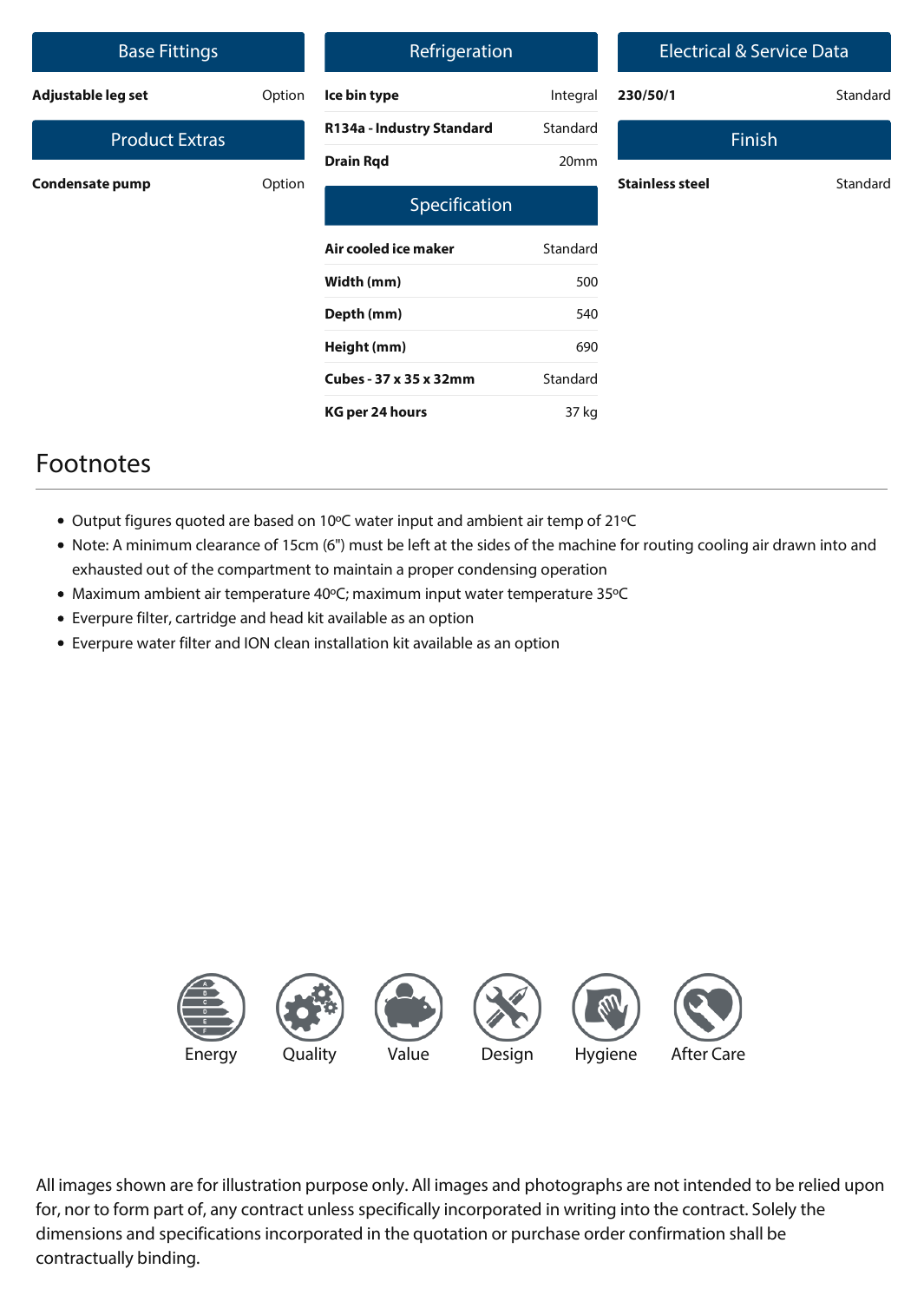## Base Fittings

| | |
|---|---|
| **Adjustable leg set** | Option |

## Product Extras

| | |
|---|---|
| **Condensate pump** | Option |

## Refrigeration

| | |
|---|---|
| **Ice bin type** | Integral |
| **R134a - Industry Standard** | Standard |
| **Drain Rqd** | 20mm |

## Specification

| | |
|---|---|
| **Air cooled ice maker** | Standard |
| **Width (mm)** | 500 |
| **Depth (mm)** | 540 |
| **Height (mm)** | 690 |
| **Cubes - 37 x 35 x 32mm** | Standard |
| **KG per 24 hours** | 37 kg |

## Electrical & Service Data

| | |
|---|---|
| **230/50/1** | Standard |

## Finish

| | |
|---|---|
| **Stainless steel** | Standard |

# Footnotes

- Output figures quoted are based on 10ºC water input and ambient air temp of 21ºC
- Note: A minimum clearance of 15cm (6") must be left at the sides of the machine for routing cooling air drawn into and exhausted out of the compartment to maintain a proper condensing operation
- Maximum ambient air temperature 40ºC; maximum input water temperature 35ºC
- Everpure filter, cartridge and head kit available as an option
- Everpure water filter and ION clean installation kit available as an option

Energy Quality Value Design Hygiene After Care

All images shown are for illustration purpose only. All images and photographs are not intended to be relied upon for, nor to form part of, any contract unless specifically incorporated in writing into the contract. Solely the dimensions and specifications incorporated in the quotation or purchase order confirmation shall be contractually binding.